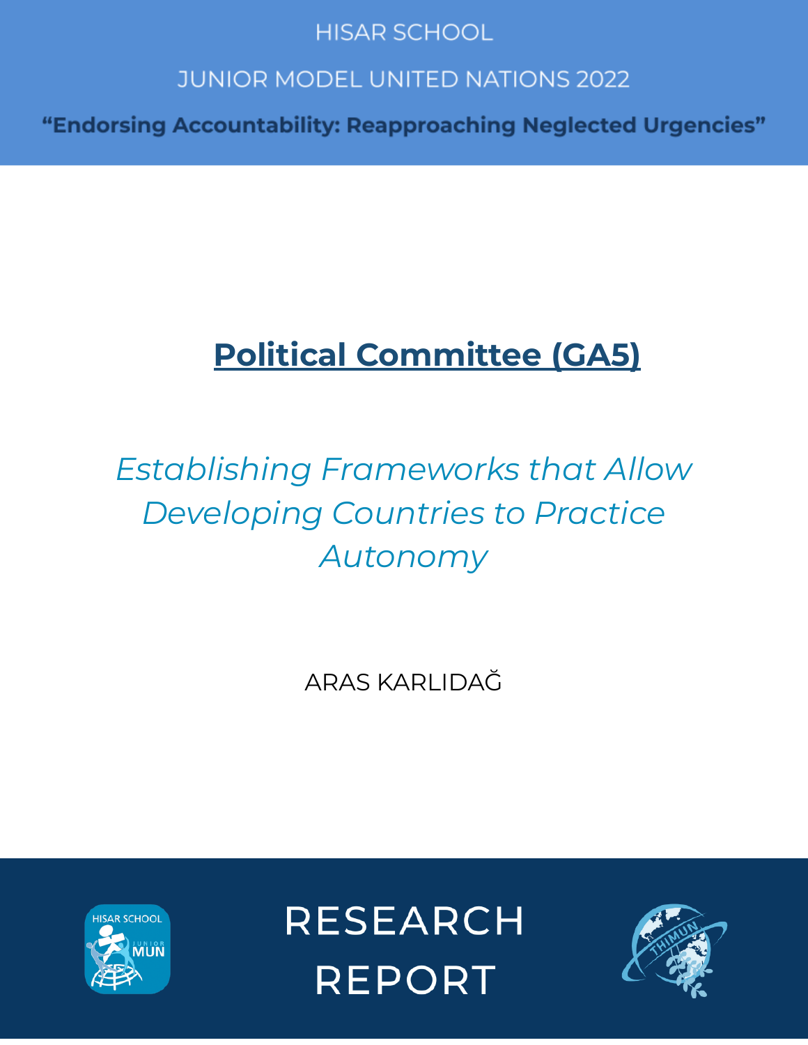HISAR SCHOOL

JUNIOR MODEL UNITED NATIONS 2022

**"Endorsing Accountability: Reapproaching Neglected Urgencies"**

# Political Committee (GA5)

*Establishing Frameworks that Allow Developing Countries to Practice Autonomy*

ARAS KARLIDAĞ

RESEARCH REPORT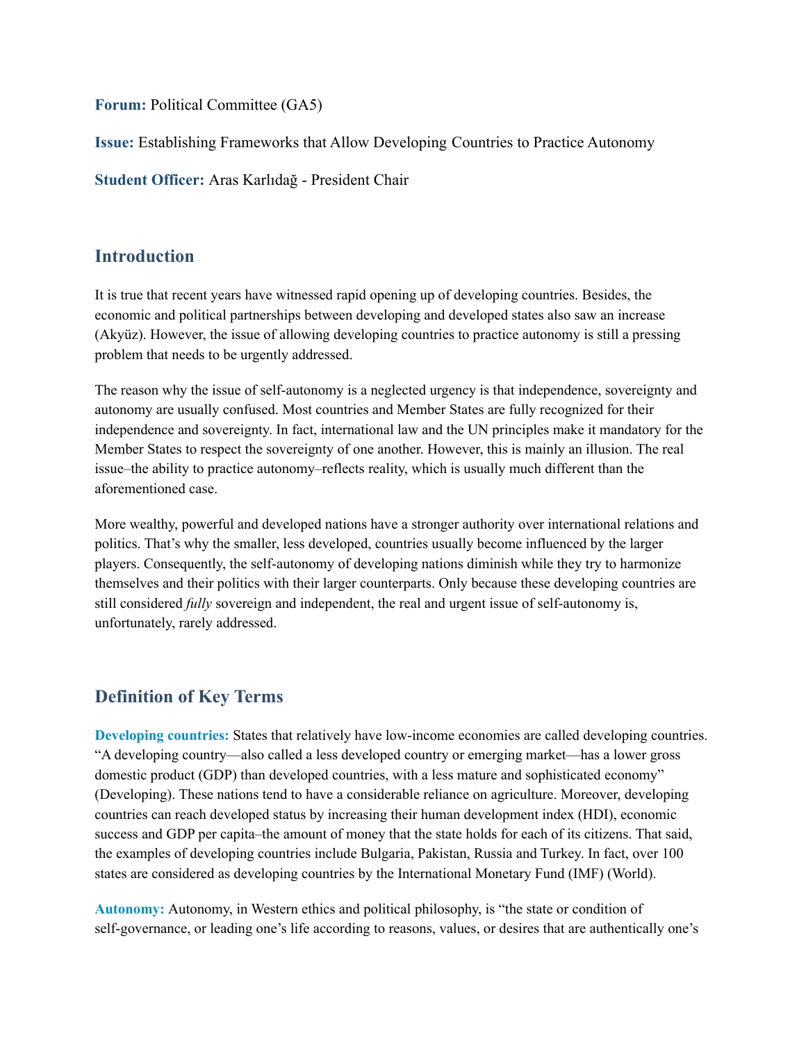**Forum:** Political Committee (GA5)

**Issue:** Establishing Frameworks that Allow Developing Countries to Practice Autonomy

**Student Officer:** Aras Karlıdağ - President Chair

## Introduction

It is true that recent years have witnessed rapid opening up of developing countries. Besides, the economic and political partnerships between developing and developed states also saw an increase (Akyüz). However, the issue of allowing developing countries to practice autonomy is still a pressing problem that needs to be urgently addressed.

The reason why the issue of self-autonomy is a neglected urgency is that independence, sovereignty and autonomy are usually confused. Most countries and Member States are fully recognized for their independence and sovereignty. In fact, international law and the UN principles make it mandatory for the Member States to respect the sovereignty of one another. However, this is mainly an illusion. The real issue–the ability to practice autonomy–reflects reality, which is usually much different than the aforementioned case.

More wealthy, powerful and developed nations have a stronger authority over international relations and politics. That's why the smaller, less developed, countries usually become influenced by the larger players. Consequently, the self-autonomy of developing nations diminish while they try to harmonize themselves and their politics with their larger counterparts. Only because these developing countries are still considered *fully* sovereign and independent, the real and urgent issue of self-autonomy is, unfortunately, rarely addressed.

## Definition of Key Terms

**Developing countries:** States that relatively have low-income economies are called developing countries. "A developing country—also called a less developed country or emerging market—has a lower gross domestic product (GDP) than developed countries, with a less mature and sophisticated economy" (Developing). These nations tend to have a considerable reliance on agriculture. Moreover, developing countries can reach developed status by increasing their human development index (HDI), economic success and GDP per capita–the amount of money that the state holds for each of its citizens. That said, the examples of developing countries include Bulgaria, Pakistan, Russia and Turkey. In fact, over 100 states are considered as developing countries by the International Monetary Fund (IMF) (World).

**Autonomy:** Autonomy, in Western ethics and political philosophy, is "the state or condition of self-governance, or leading one's life according to reasons, values, or desires that are authentically one's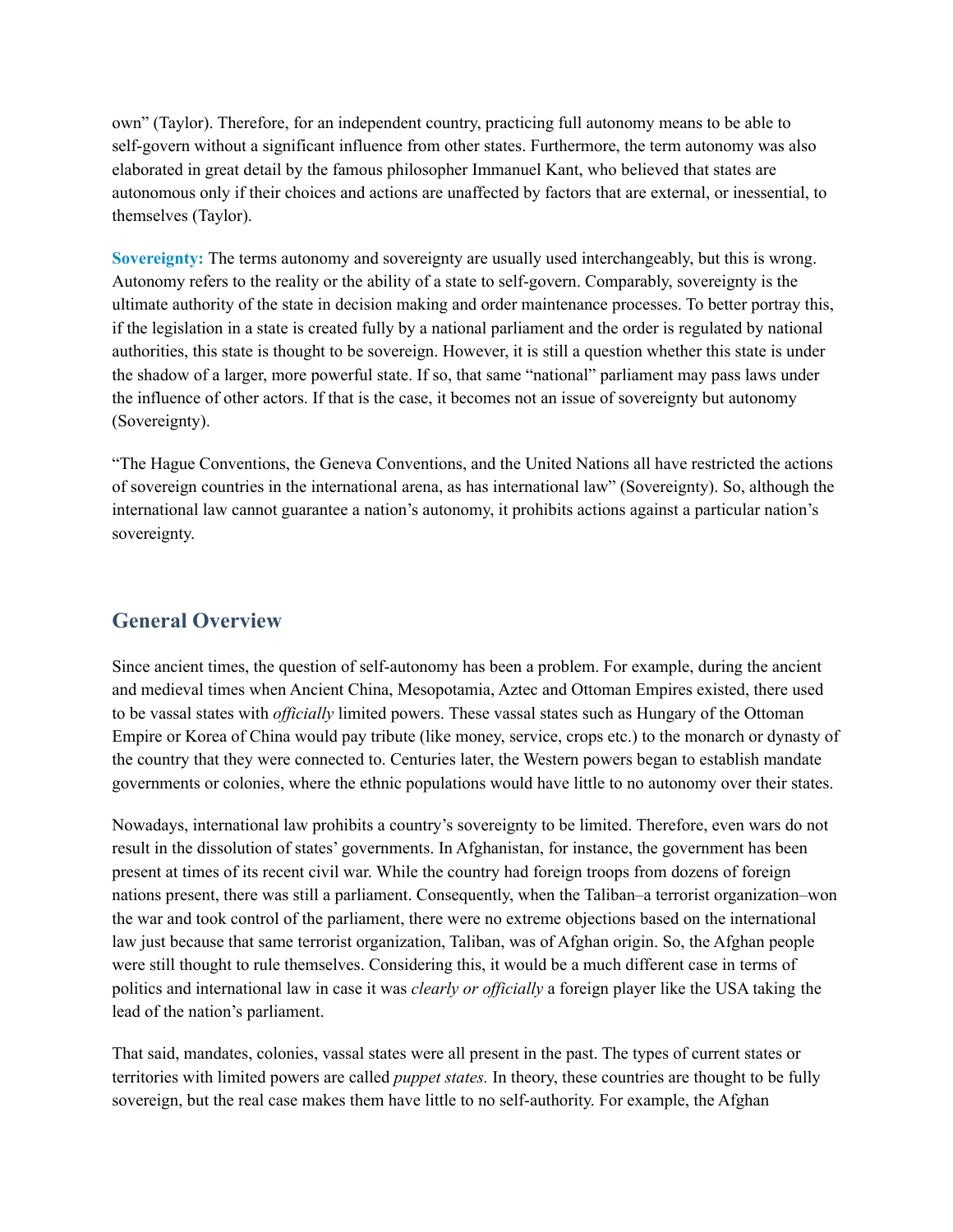own" (Taylor). Therefore, for an independent country, practicing full autonomy means to be able to self-govern without a significant influence from other states. Furthermore, the term autonomy was also elaborated in great detail by the famous philosopher Immanuel Kant, who believed that states are autonomous only if their choices and actions are unaffected by factors that are external, or inessential, to themselves (Taylor).

**Sovereignty:** The terms autonomy and sovereignty are usually used interchangeably, but this is wrong. Autonomy refers to the reality or the ability of a state to self-govern. Comparably, sovereignty is the ultimate authority of the state in decision making and order maintenance processes. To better portray this, if the legislation in a state is created fully by a national parliament and the order is regulated by national authorities, this state is thought to be sovereign. However, it is still a question whether this state is under the shadow of a larger, more powerful state. If so, that same "national" parliament may pass laws under the influence of other actors. If that is the case, it becomes not an issue of sovereignty but autonomy (Sovereignty).

"The Hague Conventions, the Geneva Conventions, and the United Nations all have restricted the actions of sovereign countries in the international arena, as has international law" (Sovereignty). So, although the international law cannot guarantee a nation's autonomy, it prohibits actions against a particular nation's sovereignty.

## General Overview

Since ancient times, the question of self-autonomy has been a problem. For example, during the ancient and medieval times when Ancient China, Mesopotamia, Aztec and Ottoman Empires existed, there used to be vassal states with *officially* limited powers. These vassal states such as Hungary of the Ottoman Empire or Korea of China would pay tribute (like money, service, crops etc.) to the monarch or dynasty of the country that they were connected to. Centuries later, the Western powers began to establish mandate governments or colonies, where the ethnic populations would have little to no autonomy over their states.

Nowadays, international law prohibits a country's sovereignty to be limited. Therefore, even wars do not result in the dissolution of states' governments. In Afghanistan, for instance, the government has been present at times of its recent civil war. While the country had foreign troops from dozens of foreign nations present, there was still a parliament. Consequently, when the Taliban–a terrorist organization–won the war and took control of the parliament, there were no extreme objections based on the international law just because that same terrorist organization, Taliban, was of Afghan origin. So, the Afghan people were still thought to rule themselves. Considering this, it would be a much different case in terms of politics and international law in case it was *clearly or officially* a foreign player like the USA taking the lead of the nation's parliament.

That said, mandates, colonies, vassal states were all present in the past. The types of current states or territories with limited powers are called *puppet states.* In theory, these countries are thought to be fully sovereign, but the real case makes them have little to no self-authority. For example, the Afghan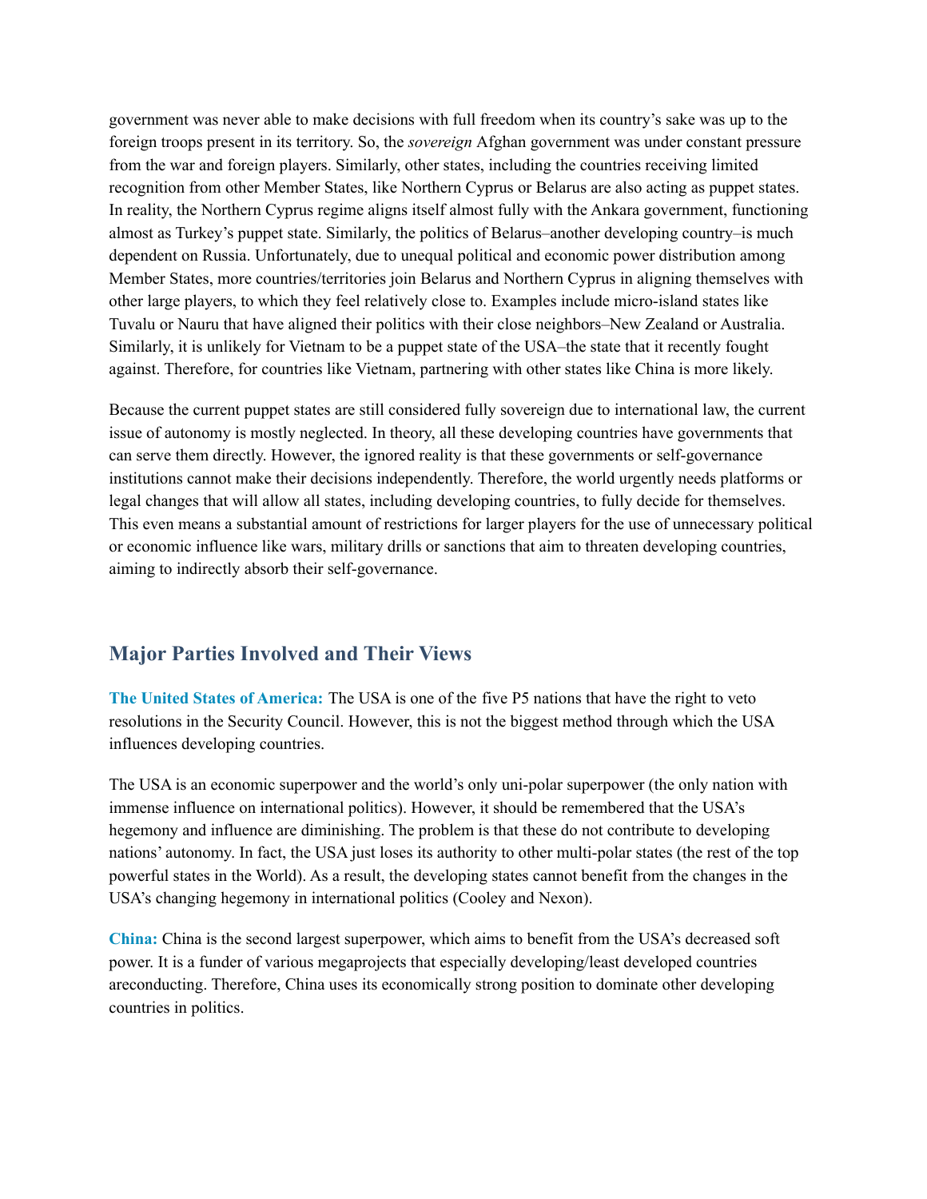government was never able to make decisions with full freedom when its country's sake was up to the foreign troops present in its territory. So, the *sovereign* Afghan government was under constant pressure from the war and foreign players. Similarly, other states, including the countries receiving limited recognition from other Member States, like Northern Cyprus or Belarus are also acting as puppet states. In reality, the Northern Cyprus regime aligns itself almost fully with the Ankara government, functioning almost as Turkey's puppet state. Similarly, the politics of Belarus–another developing country–is much dependent on Russia. Unfortunately, due to unequal political and economic power distribution among Member States, more countries/territories join Belarus and Northern Cyprus in aligning themselves with other large players, to which they feel relatively close to. Examples include micro-island states like Tuvalu or Nauru that have aligned their politics with their close neighbors–New Zealand or Australia. Similarly, it is unlikely for Vietnam to be a puppet state of the USA–the state that it recently fought against. Therefore, for countries like Vietnam, partnering with other states like China is more likely.

Because the current puppet states are still considered fully sovereign due to international law, the current issue of autonomy is mostly neglected. In theory, all these developing countries have governments that can serve them directly. However, the ignored reality is that these governments or self-governance institutions cannot make their decisions independently. Therefore, the world urgently needs platforms or legal changes that will allow all states, including developing countries, to fully decide for themselves. This even means a substantial amount of restrictions for larger players for the use of unnecessary political or economic influence like wars, military drills or sanctions that aim to threaten developing countries, aiming to indirectly absorb their self-governance.

## Major Parties Involved and Their Views

**The United States of America:** The USA is one of the five P5 nations that have the right to veto resolutions in the Security Council. However, this is not the biggest method through which the USA influences developing countries.

The USA is an economic superpower and the world's only uni-polar superpower (the only nation with immense influence on international politics). However, it should be remembered that the USA's hegemony and influence are diminishing. The problem is that these do not contribute to developing nations' autonomy. In fact, the USA just loses its authority to other multi-polar states (the rest of the top powerful states in the World). As a result, the developing states cannot benefit from the changes in the USA's changing hegemony in international politics (Cooley and Nexon).

**China:** China is the second largest superpower, which aims to benefit from the USA's decreased soft power. It is a funder of various megaprojects that especially developing/least developed countries areconducting. Therefore, China uses its economically strong position to dominate other developing countries in politics.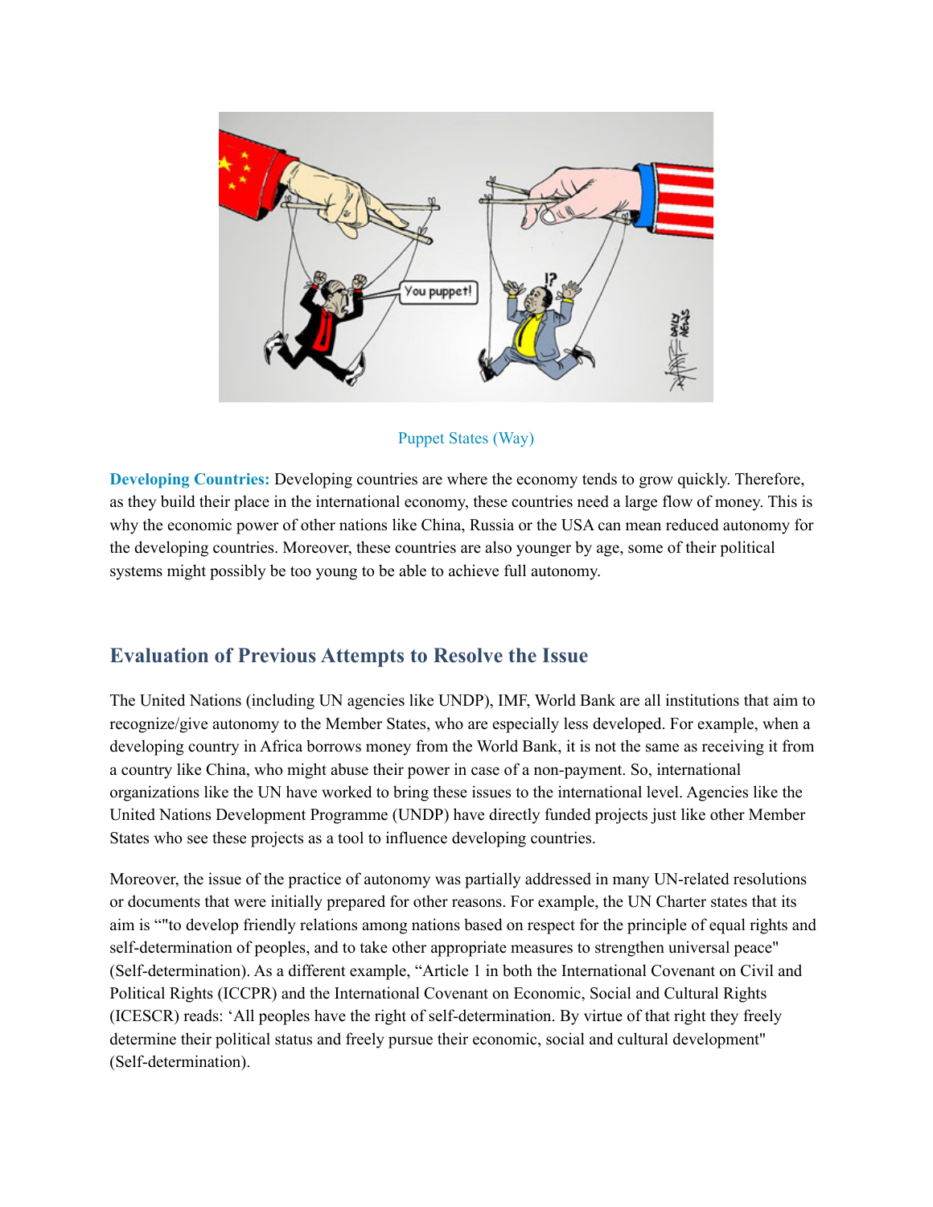Puppet States (Way)

**Developing Countries:** Developing countries are where the economy tends to grow quickly. Therefore, as they build their place in the international economy, these countries need a large flow of money. This is why the economic power of other nations like China, Russia or the USA can mean reduced autonomy for the developing countries. Moreover, these countries are also younger by age, some of their political systems might possibly be too young to be able to achieve full autonomy.

## Evaluation of Previous Attempts to Resolve the Issue

The United Nations (including UN agencies like UNDP), IMF, World Bank are all institutions that aim to recognize/give autonomy to the Member States, who are especially less developed. For example, when a developing country in Africa borrows money from the World Bank, it is not the same as receiving it from a country like China, who might abuse their power in case of a non-payment. So, international organizations like the UN have worked to bring these issues to the international level. Agencies like the United Nations Development Programme (UNDP) have directly funded projects just like other Member States who see these projects as a tool to influence developing countries.

Moreover, the issue of the practice of autonomy was partially addressed in many UN-related resolutions or documents that were initially prepared for other reasons. For example, the UN Charter states that its aim is “"to develop friendly relations among nations based on respect for the principle of equal rights and self-determination of peoples, and to take other appropriate measures to strengthen universal peace" (Self-determination). As a different example, “Article 1 in both the International Covenant on Civil and Political Rights (ICCPR) and the International Covenant on Economic, Social and Cultural Rights (ICESCR) reads: ‘All peoples have the right of self-determination. By virtue of that right they freely determine their political status and freely pursue their economic, social and cultural development" (Self-determination).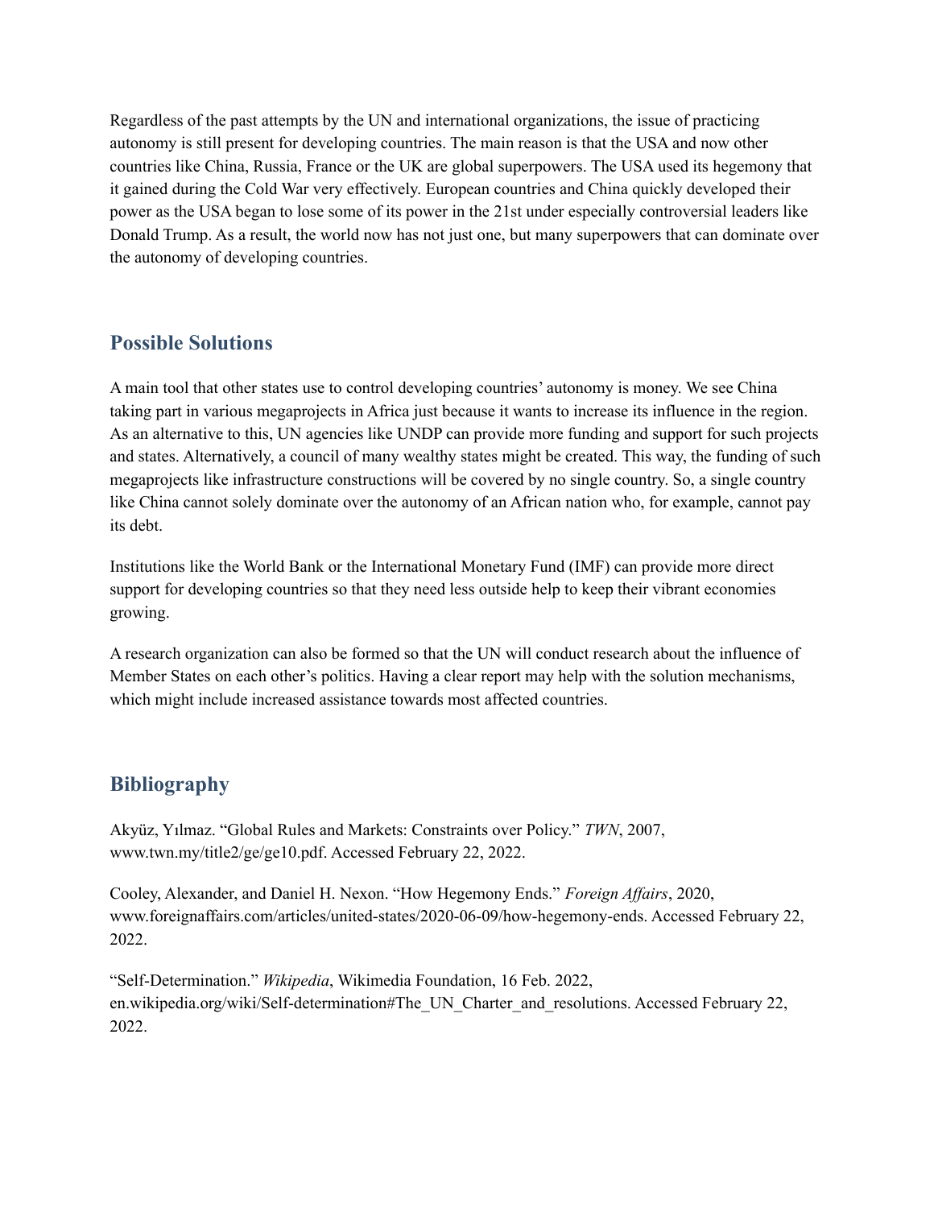Regardless of the past attempts by the UN and international organizations, the issue of practicing autonomy is still present for developing countries. The main reason is that the USA and now other countries like China, Russia, France or the UK are global superpowers. The USA used its hegemony that it gained during the Cold War very effectively. European countries and China quickly developed their power as the USA began to lose some of its power in the 21st under especially controversial leaders like Donald Trump. As a result, the world now has not just one, but many superpowers that can dominate over the autonomy of developing countries.

## Possible Solutions

A main tool that other states use to control developing countries' autonomy is money. We see China taking part in various megaprojects in Africa just because it wants to increase its influence in the region. As an alternative to this, UN agencies like UNDP can provide more funding and support for such projects and states. Alternatively, a council of many wealthy states might be created. This way, the funding of such megaprojects like infrastructure constructions will be covered by no single country. So, a single country like China cannot solely dominate over the autonomy of an African nation who, for example, cannot pay its debt.

Institutions like the World Bank or the International Monetary Fund (IMF) can provide more direct support for developing countries so that they need less outside help to keep their vibrant economies growing.

A research organization can also be formed so that the UN will conduct research about the influence of Member States on each other's politics. Having a clear report may help with the solution mechanisms, which might include increased assistance towards most affected countries.

## Bibliography

Akyüz, Yılmaz. "Global Rules and Markets: Constraints over Policy." *TWN*, 2007, www.twn.my/title2/ge/ge10.pdf. Accessed February 22, 2022.

Cooley, Alexander, and Daniel H. Nexon. "How Hegemony Ends." *Foreign Affairs*, 2020, www.foreignaffairs.com/articles/united-states/2020-06-09/how-hegemony-ends. Accessed February 22, 2022.

"Self-Determination." *Wikipedia*, Wikimedia Foundation, 16 Feb. 2022, en.wikipedia.org/wiki/Self-determination#The_UN_Charter_and_resolutions. Accessed February 22, 2022.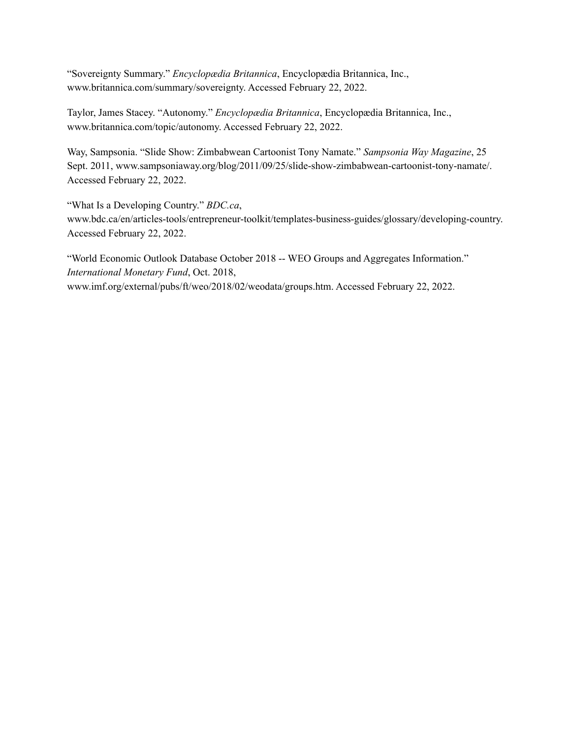"Sovereignty Summary." *Encyclopædia Britannica*, Encyclopædia Britannica, Inc., www.britannica.com/summary/sovereignty. Accessed February 22, 2022.

Taylor, James Stacey. "Autonomy." *Encyclopædia Britannica*, Encyclopædia Britannica, Inc., www.britannica.com/topic/autonomy. Accessed February 22, 2022.

Way, Sampsonia. "Slide Show: Zimbabwean Cartoonist Tony Namate." *Sampsonia Way Magazine*, 25 Sept. 2011, www.sampsoniaway.org/blog/2011/09/25/slide-show-zimbabwean-cartoonist-tony-namate/. Accessed February 22, 2022.

"What Is a Developing Country." *BDC.ca*, www.bdc.ca/en/articles-tools/entrepreneur-toolkit/templates-business-guides/glossary/developing-country. Accessed February 22, 2022.

"World Economic Outlook Database October 2018 -- WEO Groups and Aggregates Information." *International Monetary Fund*, Oct. 2018, www.imf.org/external/pubs/ft/weo/2018/02/weodata/groups.htm. Accessed February 22, 2022.